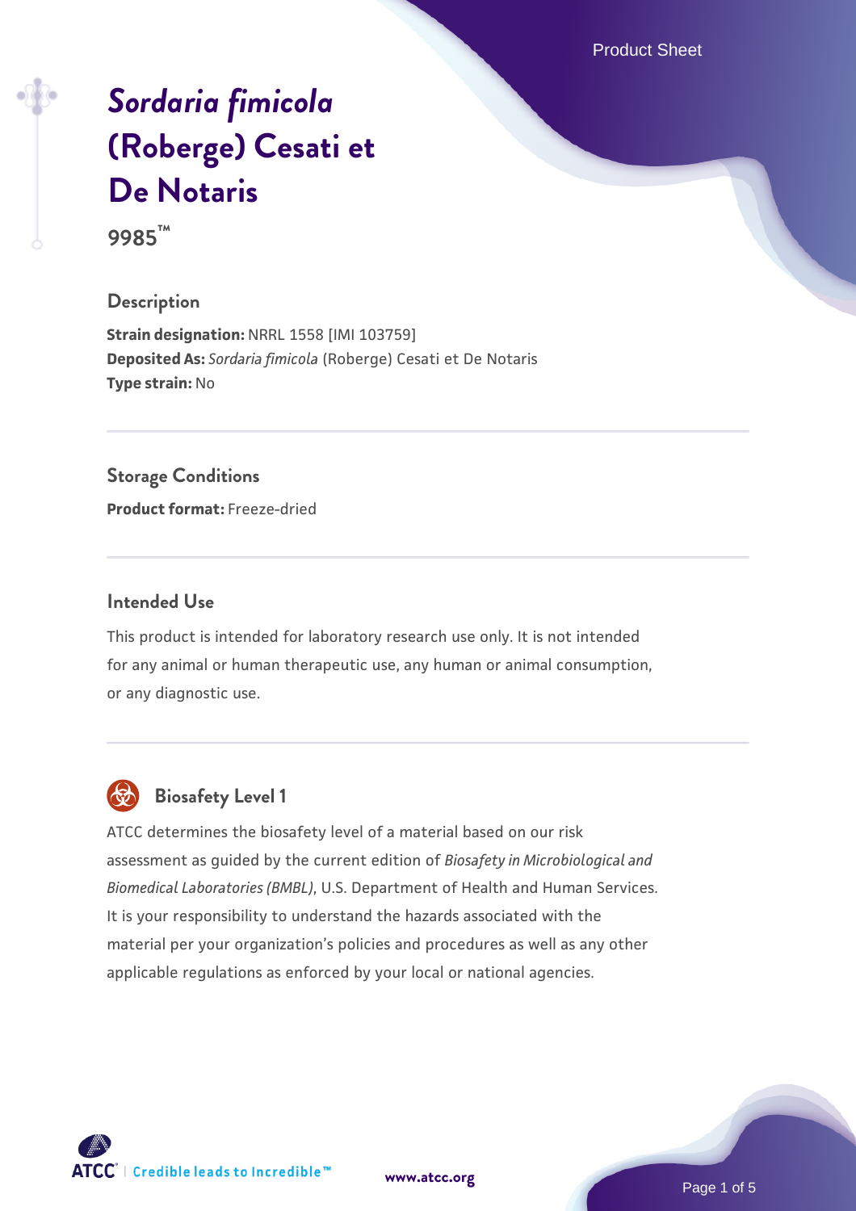# *Sordaria fimicola* (Roberge) Cesati et De Notaris

**9985™**

## Description

**Strain designation:** NRRL 1558 [IMI 103759]
**Deposited As:** *Sordaria fimicola* (Roberge) Cesati et De Notaris
**Type strain:** No

## Storage Conditions

**Product format:** Freeze-dried

## Intended Use

This product is intended for laboratory research use only. It is not intended for any animal or human therapeutic use, any human or animal consumption, or any diagnostic use.

## Biosafety Level 1

ATCC determines the biosafety level of a material based on our risk assessment as guided by the current edition of *Biosafety in Microbiological and Biomedical Laboratories (BMBL)*, U.S. Department of Health and Human Services. It is your responsibility to understand the hazards associated with the material per your organization's policies and procedures as well as any other applicable regulations as enforced by your local or national agencies.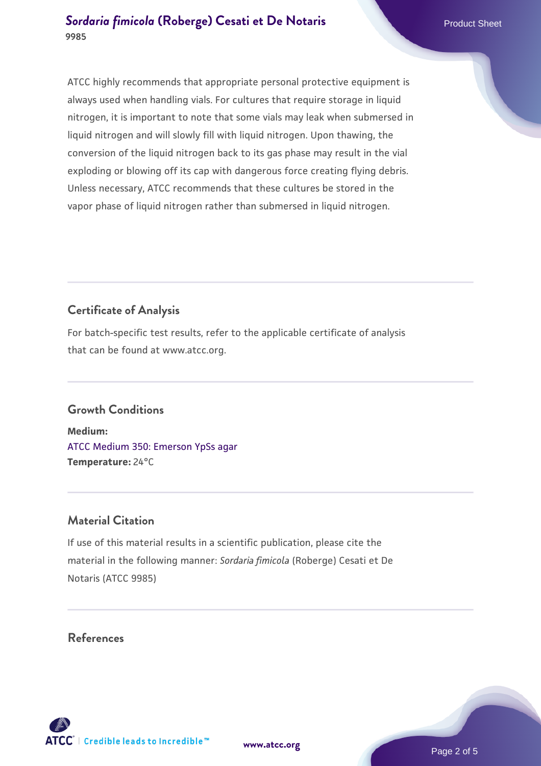ATCC highly recommends that appropriate personal protective equipment is always used when handling vials. For cultures that require storage in liquid nitrogen, it is important to note that some vials may leak when submersed in liquid nitrogen and will slowly fill with liquid nitrogen. Upon thawing, the conversion of the liquid nitrogen back to its gas phase may result in the vial exploding or blowing off its cap with dangerous force creating flying debris. Unless necessary, ATCC recommends that these cultures be stored in the vapor phase of liquid nitrogen rather than submersed in liquid nitrogen.

## Certificate of Analysis

For batch-specific test results, refer to the applicable certificate of analysis that can be found at www.atcc.org.

## Growth Conditions

**Medium:**
ATCC Medium 350: Emerson YpSs agar
**Temperature:** 24°C

## Material Citation

If use of this material results in a scientific publication, please cite the material in the following manner: *Sordaria fimicola* (Roberge) Cesati et De Notaris (ATCC 9985)

## References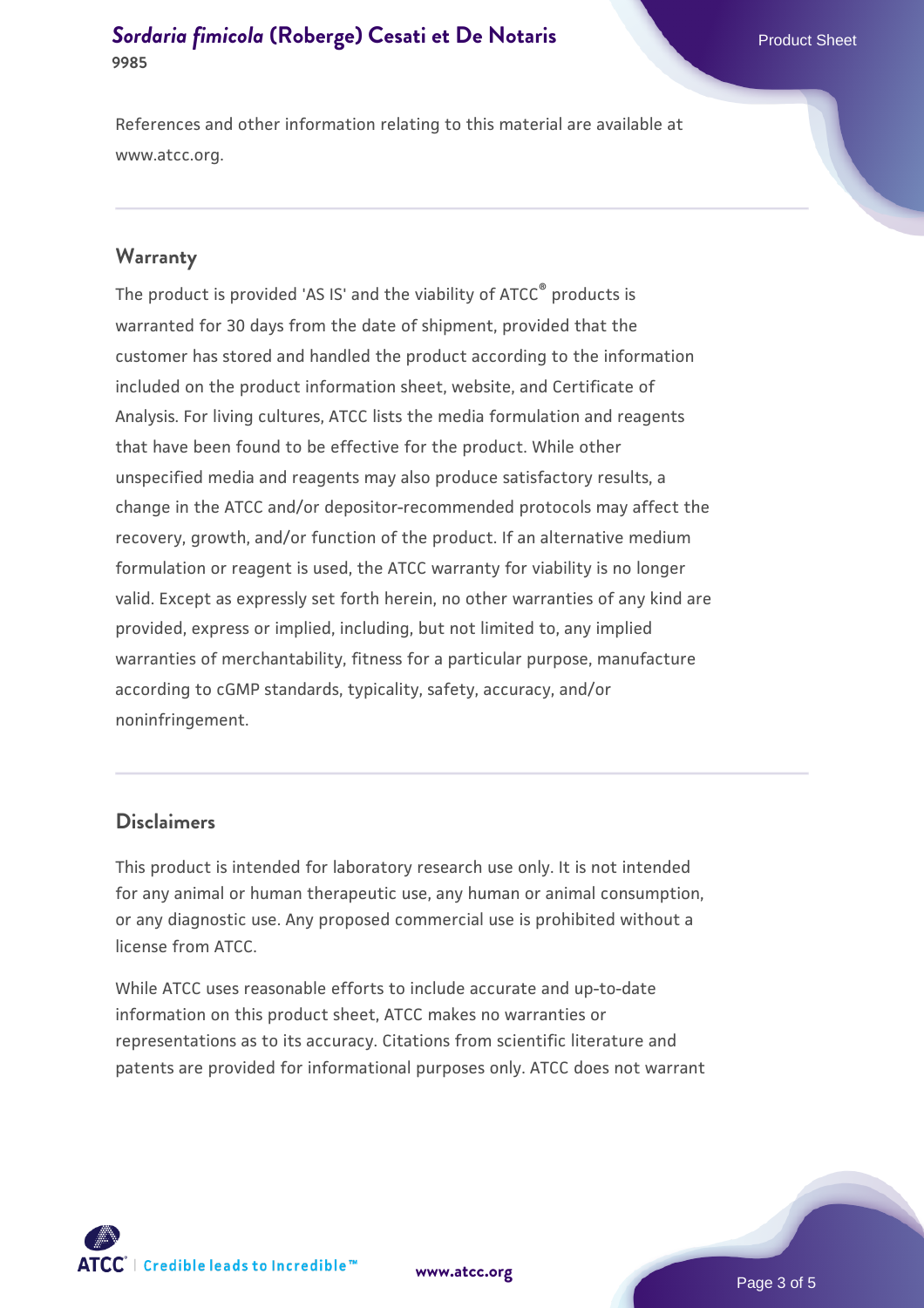References and other information relating to this material are available at www.atcc.org.

## Warranty

The product is provided 'AS IS' and the viability of ATCC® products is warranted for 30 days from the date of shipment, provided that the customer has stored and handled the product according to the information included on the product information sheet, website, and Certificate of Analysis. For living cultures, ATCC lists the media formulation and reagents that have been found to be effective for the product. While other unspecified media and reagents may also produce satisfactory results, a change in the ATCC and/or depositor-recommended protocols may affect the recovery, growth, and/or function of the product. If an alternative medium formulation or reagent is used, the ATCC warranty for viability is no longer valid. Except as expressly set forth herein, no other warranties of any kind are provided, express or implied, including, but not limited to, any implied warranties of merchantability, fitness for a particular purpose, manufacture according to cGMP standards, typicality, safety, accuracy, and/or noninfringement.

## Disclaimers

This product is intended for laboratory research use only. It is not intended for any animal or human therapeutic use, any human or animal consumption, or any diagnostic use. Any proposed commercial use is prohibited without a license from ATCC.

While ATCC uses reasonable efforts to include accurate and up-to-date information on this product sheet, ATCC makes no warranties or representations as to its accuracy. Citations from scientific literature and patents are provided for informational purposes only. ATCC does not warrant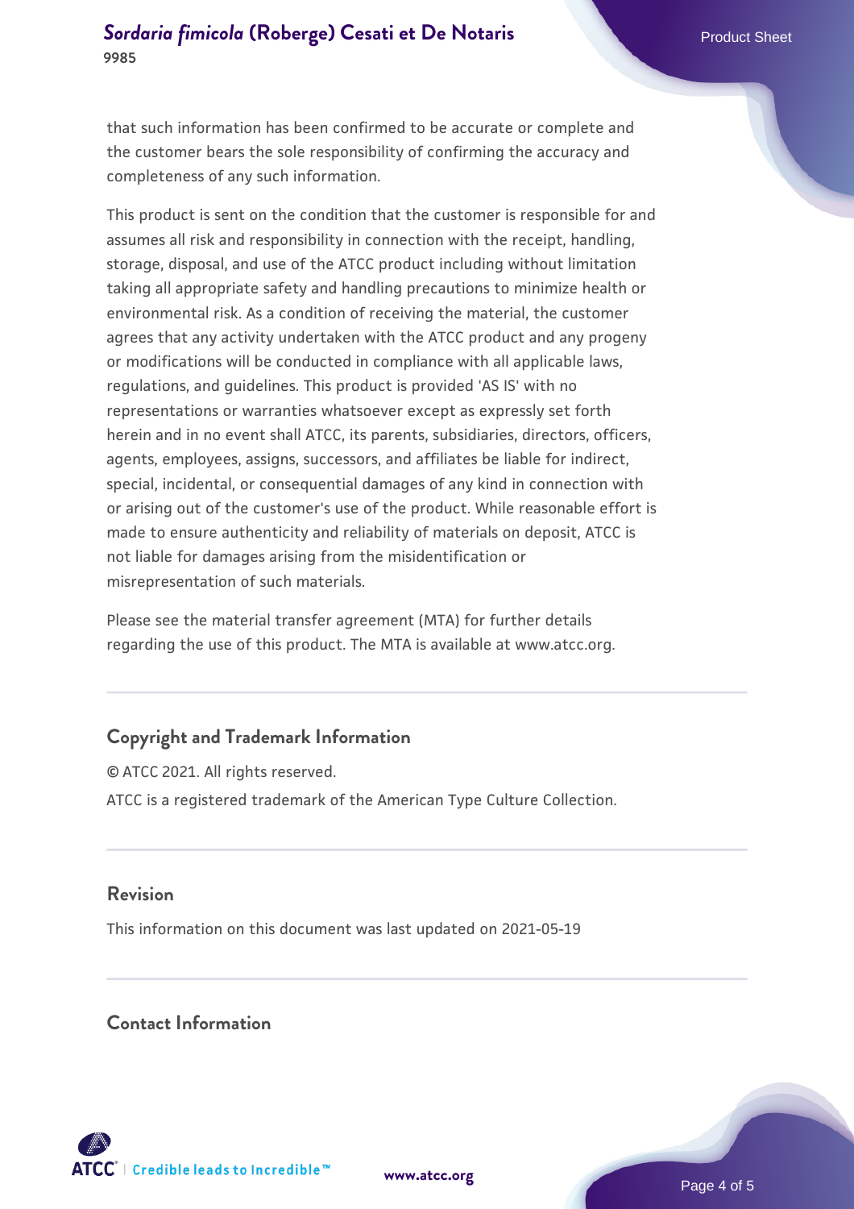that such information has been confirmed to be accurate or complete and the customer bears the sole responsibility of confirming the accuracy and completeness of any such information.

This product is sent on the condition that the customer is responsible for and assumes all risk and responsibility in connection with the receipt, handling, storage, disposal, and use of the ATCC product including without limitation taking all appropriate safety and handling precautions to minimize health or environmental risk. As a condition of receiving the material, the customer agrees that any activity undertaken with the ATCC product and any progeny or modifications will be conducted in compliance with all applicable laws, regulations, and guidelines. This product is provided 'AS IS' with no representations or warranties whatsoever except as expressly set forth herein and in no event shall ATCC, its parents, subsidiaries, directors, officers, agents, employees, assigns, successors, and affiliates be liable for indirect, special, incidental, or consequential damages of any kind in connection with or arising out of the customer's use of the product. While reasonable effort is made to ensure authenticity and reliability of materials on deposit, ATCC is not liable for damages arising from the misidentification or misrepresentation of such materials.

Please see the material transfer agreement (MTA) for further details regarding the use of this product. The MTA is available at www.atcc.org.

## Copyright and Trademark Information

© ATCC 2021. All rights reserved.

ATCC is a registered trademark of the American Type Culture Collection.

## Revision

This information on this document was last updated on 2021-05-19

## Contact Information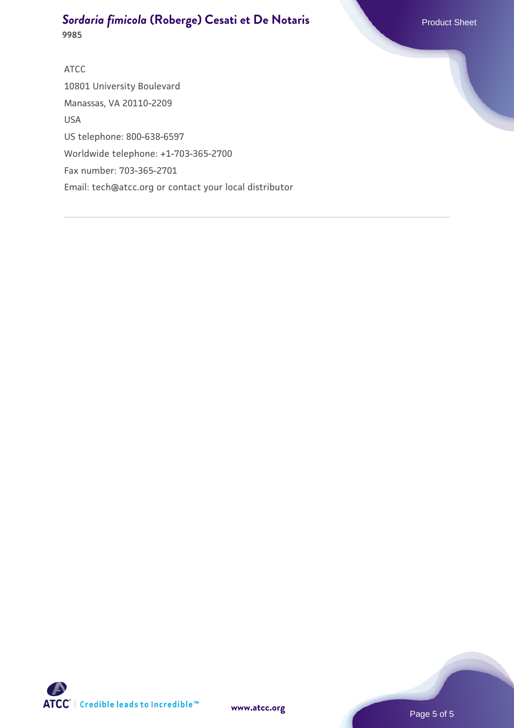ATCC

10801 University Boulevard

Manassas, VA 20110-2209

USA

US telephone: 800-638-6597

Worldwide telephone: +1-703-365-2700

Fax number: 703-365-2701

Email: tech@atcc.org or contact your local distributor